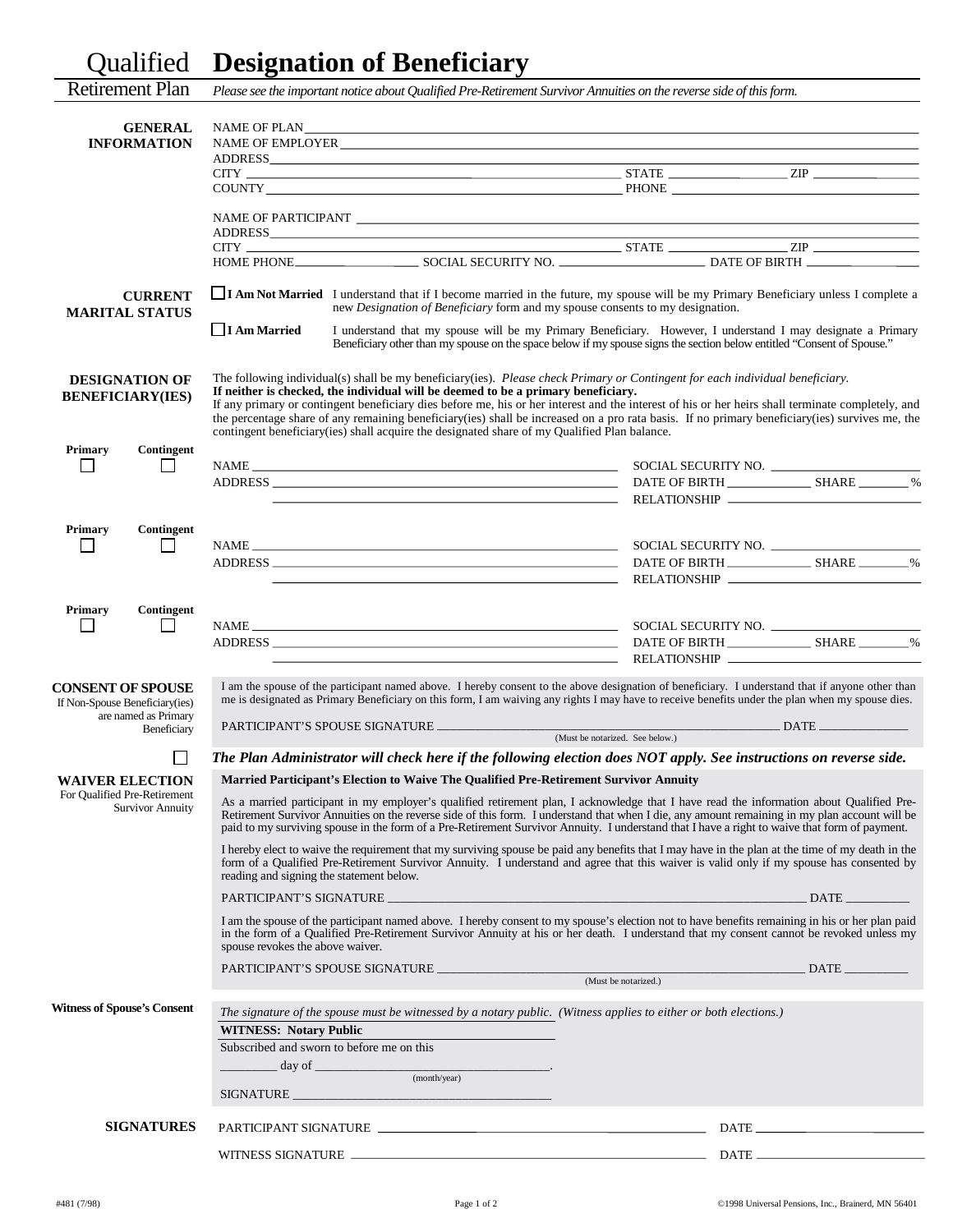# Qualified Retirement Plan — Designation of Beneficiary

*Please see the important notice about Qualified Pre-Retirement Survivor Annuities on the reverse side of this form.*

## GENERAL INFORMATION

NAME OF PLAN ______________________________

NAME OF EMPLOYER ______________________________

ADDRESS ______________________________

CITY ______________ STATE ______________ ZIP ______________

COUNTY ______________ PHONE ______________

NAME OF PARTICIPANT ______________________________

ADDRESS ______________________________

CITY ______________ STATE ______________ ZIP ______________

HOME PHONE ______________ SOCIAL SECURITY NO. ______________ DATE OF BIRTH ______________

## CURRENT MARITAL STATUS

☐ **I Am Not Married** I understand that if I become married in the future, my spouse will be my Primary Beneficiary unless I complete a new *Designation of Beneficiary* form and my spouse consents to my designation.

☐ **I Am Married** I understand that my spouse will be my Primary Beneficiary. However, I understand I may designate a Primary Beneficiary other than my spouse on the space below if my spouse signs the section below entitled "Consent of Spouse."

## DESIGNATION OF BENEFICIARY(IES)

The following individual(s) shall be my beneficiary(ies). *Please check Primary or Contingent for each individual beneficiary.* **If neither is checked, the individual will be deemed to be a primary beneficiary.** If any primary or contingent beneficiary dies before me, his or her interest and the interest of his or her heirs shall terminate completely, and the percentage share of any remaining beneficiary(ies) shall be increased on a pro rata basis. If no primary beneficiary(ies) survives me, the contingent beneficiary(ies) shall acquire the designated share of my Qualified Plan balance.

**Primary** ☐ **Contingent** ☐

NAME ______________ SOCIAL SECURITY NO. ______________

ADDRESS ______________ DATE OF BIRTH ______________ SHARE ______%

______________ RELATIONSHIP ______________

**Primary** ☐ **Contingent** ☐

NAME ______________ SOCIAL SECURITY NO. ______________

ADDRESS ______________ DATE OF BIRTH ______________ SHARE ______%

______________ RELATIONSHIP ______________

**Primary** ☐ **Contingent** ☐

NAME ______________ SOCIAL SECURITY NO. ______________

ADDRESS ______________ DATE OF BIRTH ______________ SHARE ______%

______________ RELATIONSHIP ______________

## CONSENT OF SPOUSE

If Non-Spouse Beneficiary(ies) are named as Primary Beneficiary

I am the spouse of the participant named above. I hereby consent to the above designation of beneficiary. I understand that if anyone other than me is designated as Primary Beneficiary on this form, I am waiving any rights I may have to receive benefits under the plan when my spouse dies.

PARTICIPANT'S SPOUSE SIGNATURE ______________ DATE ______________
(Must be notarized. See below.)

☐ ***The Plan Administrator will check here if the following election does NOT apply. See instructions on reverse side.***

## WAIVER ELECTION

For Qualified Pre-Retirement Survivor Annuity

**Married Participant's Election to Waive The Qualified Pre-Retirement Survivor Annuity**

As a married participant in my employer's qualified retirement plan, I acknowledge that I have read the information about Qualified Pre-Retirement Survivor Annuities on the reverse side of this form. I understand that when I die, any amount remaining in my plan account will be paid to my surviving spouse in the form of a Pre-Retirement Survivor Annuity. I understand that I have a right to waive that form of payment.

I hereby elect to waive the requirement that my surviving spouse be paid any benefits that I may have in the plan at the time of my death in the form of a Qualified Pre-Retirement Survivor Annuity. I understand and agree that this waiver is valid only if my spouse has consented by reading and signing the statement below.

PARTICIPANT'S SIGNATURE ______________ DATE ______________

I am the spouse of the participant named above. I hereby consent to my spouse's election not to have benefits remaining in his or her plan paid in the form of a Qualified Pre-Retirement Survivor Annuity at his or her death. I understand that my consent cannot be revoked unless my spouse revokes the above waiver.

PARTICIPANT'S SPOUSE SIGNATURE ______________ DATE ______________
(Must be notarized.)

## Witness of Spouse's Consent

*The signature of the spouse must be witnessed by a notary public. (Witness applies to either or both elections.)*

**WITNESS: Notary Public**

Subscribed and sworn to before me on this

_________ day of ______________.
(month/year)

SIGNATURE ______________

## SIGNATURES

PARTICIPANT SIGNATURE ______________ DATE ______________

WITNESS SIGNATURE ______________ DATE ______________

#481 (7/98) ©1998 Universal Pensions, Inc., Brainerd, MN 56401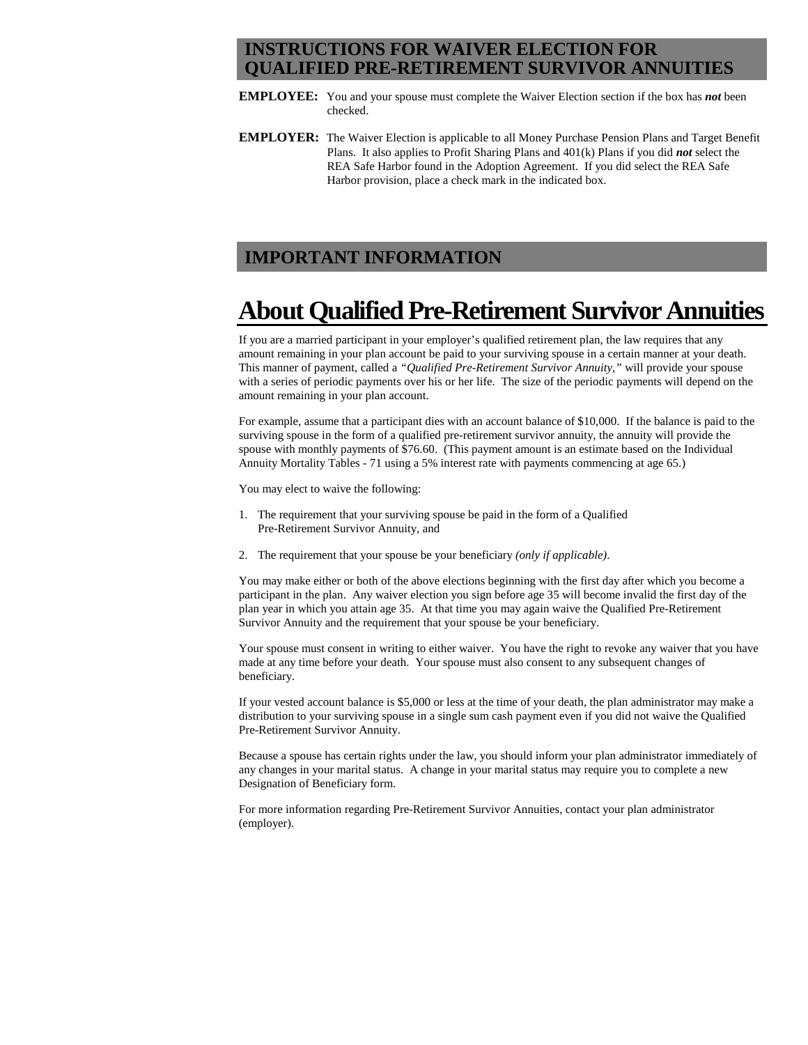## INSTRUCTIONS FOR WAIVER ELECTION FOR QUALIFIED PRE-RETIREMENT SURVIVOR ANNUITIES

**EMPLOYEE:** You and your spouse must complete the Waiver Election section if the box has ***not*** been checked.

**EMPLOYER:** The Waiver Election is applicable to all Money Purchase Pension Plans and Target Benefit Plans. It also applies to Profit Sharing Plans and 401(k) Plans if you did ***not*** select the REA Safe Harbor found in the Adoption Agreement. If you did select the REA Safe Harbor provision, place a check mark in the indicated box.

## IMPORTANT INFORMATION

# About Qualified Pre-Retirement Survivor Annuities

If you are a married participant in your employer's qualified retirement plan, the law requires that any amount remaining in your plan account be paid to your surviving spouse in a certain manner at your death. This manner of payment, called a *"Qualified Pre-Retirement Survivor Annuity,"* will provide your spouse with a series of periodic payments over his or her life. The size of the periodic payments will depend on the amount remaining in your plan account.

For example, assume that a participant dies with an account balance of $10,000. If the balance is paid to the surviving spouse in the form of a qualified pre-retirement survivor annuity, the annuity will provide the spouse with monthly payments of $76.60. (This payment amount is an estimate based on the Individual Annuity Mortality Tables - 71 using a 5% interest rate with payments commencing at age 65.)

You may elect to waive the following:

1. The requirement that your surviving spouse be paid in the form of a Qualified Pre-Retirement Survivor Annuity, and

2. The requirement that your spouse be your beneficiary *(only if applicable)*.

You may make either or both of the above elections beginning with the first day after which you become a participant in the plan. Any waiver election you sign before age 35 will become invalid the first day of the plan year in which you attain age 35. At that time you may again waive the Qualified Pre-Retirement Survivor Annuity and the requirement that your spouse be your beneficiary.

Your spouse must consent in writing to either waiver. You have the right to revoke any waiver that you have made at any time before your death. Your spouse must also consent to any subsequent changes of beneficiary.

If your vested account balance is $5,000 or less at the time of your death, the plan administrator may make a distribution to your surviving spouse in a single sum cash payment even if you did not waive the Qualified Pre-Retirement Survivor Annuity.

Because a spouse has certain rights under the law, you should inform your plan administrator immediately of any changes in your marital status. A change in your marital status may require you to complete a new Designation of Beneficiary form.

For more information regarding Pre-Retirement Survivor Annuities, contact your plan administrator (employer).